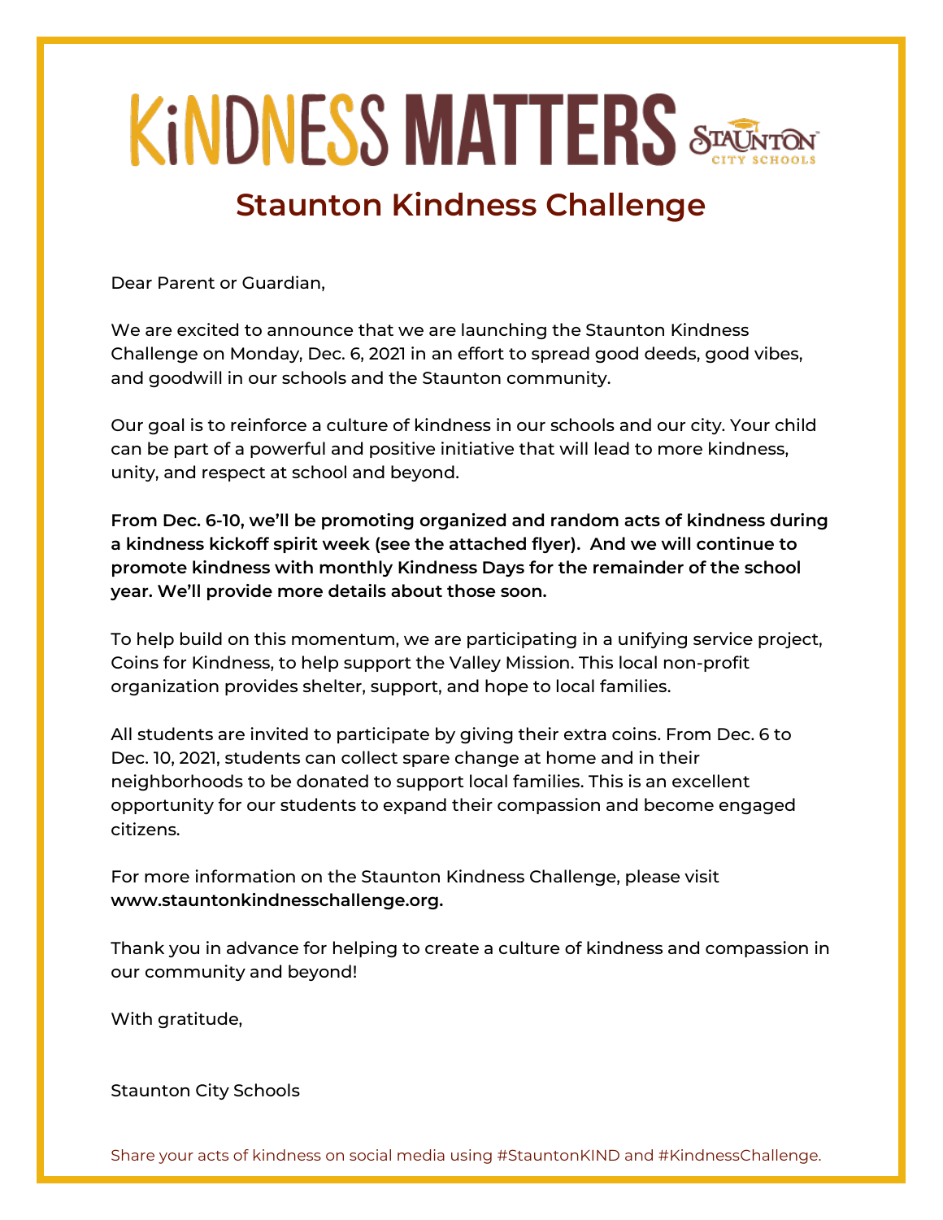# KiNDNESS MATTERS

STAUNTON CITY SCHOOLS

## Staunton Kindness Challenge

Dear Parent or Guardian,

We are excited to announce that we are launching the Staunton Kindness Challenge on Monday, Dec. 6, 2021 in an effort to spread good deeds, good vibes, and goodwill in our schools and the Staunton community.

Our goal is to reinforce a culture of kindness in our schools and our city. Your child can be part of a powerful and positive initiative that will lead to more kindness, unity, and respect at school and beyond.

**From Dec. 6-10, we'll be promoting organized and random acts of kindness during a kindness kickoff spirit week (see the attached flyer). And we will continue to promote kindness with monthly Kindness Days for the remainder of the school year. We'll provide more details about those soon.**

To help build on this momentum, we are participating in a unifying service project, Coins for Kindness, to help support the Valley Mission. This local non-profit organization provides shelter, support, and hope to local families.

All students are invited to participate by giving their extra coins. From Dec. 6 to Dec. 10, 2021, students can collect spare change at home and in their neighborhoods to be donated to support local families. This is an excellent opportunity for our students to expand their compassion and become engaged citizens.

For more information on the Staunton Kindness Challenge, please visit **www.stauntonkindnesschallenge.org.**

Thank you in advance for helping to create a culture of kindness and compassion in our community and beyond!

With gratitude,

Staunton City Schools

Share your acts of kindness on social media using #StauntonKIND and #KindnessChallenge.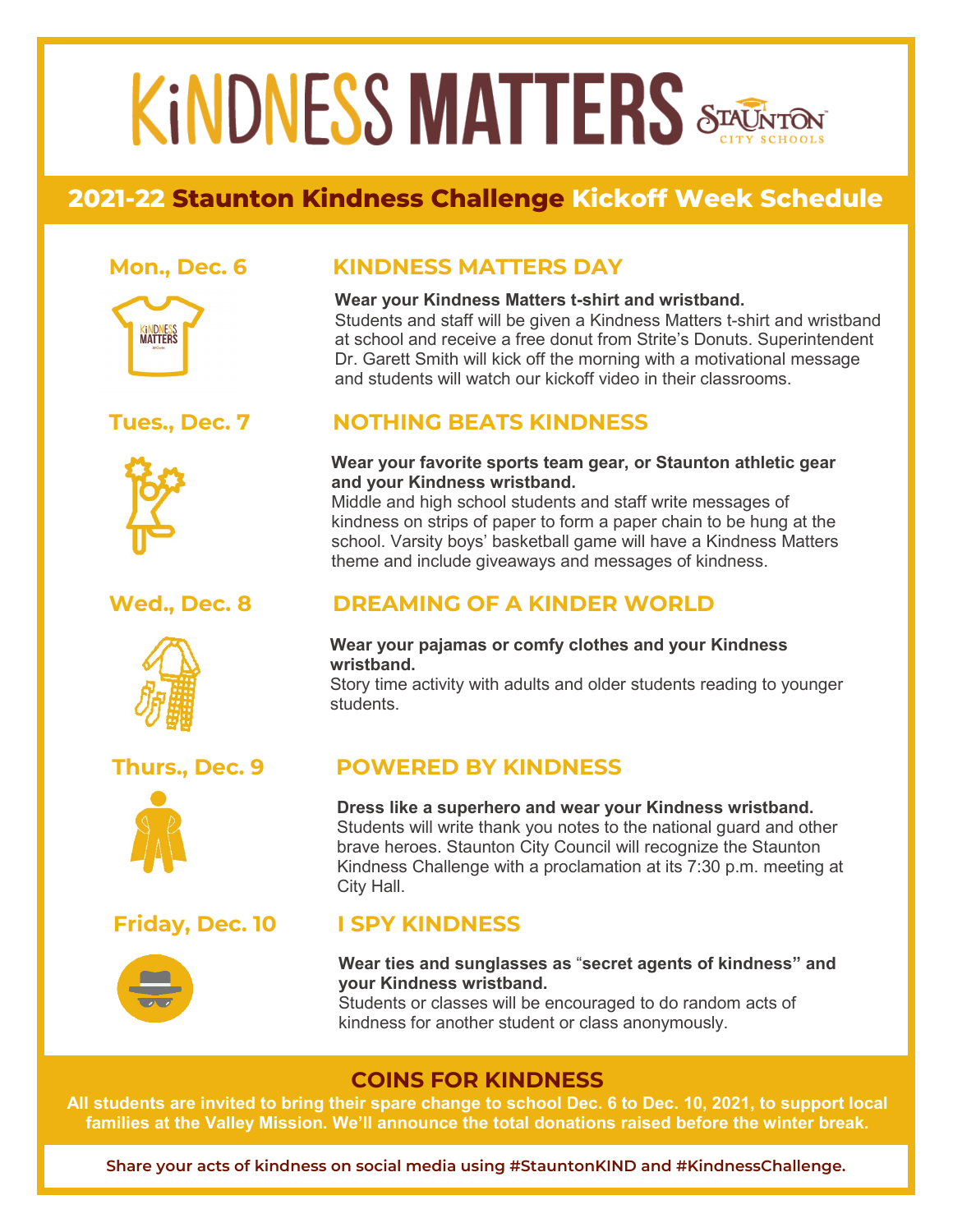# KiNDNESS MATTERS

STAUNTON CITY SCHOOLS

## 2021-22 Staunton Kindness Challenge Kickoff Week Schedule

### Mon., Dec. 6 — KINDNESS MATTERS DAY

**Wear your Kindness Matters t-shirt and wristband.**
Students and staff will be given a Kindness Matters t-shirt and wristband at school and receive a free donut from Strite's Donuts. Superintendent Dr. Garett Smith will kick off the morning with a motivational message and students will watch our kickoff video in their classrooms.

### Tues., Dec. 7 — NOTHING BEATS KINDNESS

**Wear your favorite sports team gear, or Staunton athletic gear and your Kindness wristband.**
Middle and high school students and staff write messages of kindness on strips of paper to form a paper chain to be hung at the school. Varsity boys' basketball game will have a Kindness Matters theme and include giveaways and messages of kindness.

### Wed., Dec. 8 — DREAMING OF A KINDER WORLD

**Wear your pajamas or comfy clothes and your Kindness wristband.**
Story time activity with adults and older students reading to younger students.

### Thurs., Dec. 9 — POWERED BY KINDNESS

**Dress like a superhero and wear your Kindness wristband.**
Students will write thank you notes to the national guard and other brave heroes. Staunton City Council will recognize the Staunton Kindness Challenge with a proclamation at its 7:30 p.m. meeting at City Hall.

### Friday, Dec. 10 — I SPY KINDNESS

**Wear ties and sunglasses as "secret agents of kindness" and your Kindness wristband.**
Students or classes will be encouraged to do random acts of kindness for another student or class anonymously.

## COINS FOR KINDNESS

**All students are invited to bring their spare change to school Dec. 6 to Dec. 10, 2021, to support local families at the Valley Mission. We'll announce the total donations raised before the winter break.**

**Share your acts of kindness on social media using #StauntonKIND and #KindnessChallenge.**